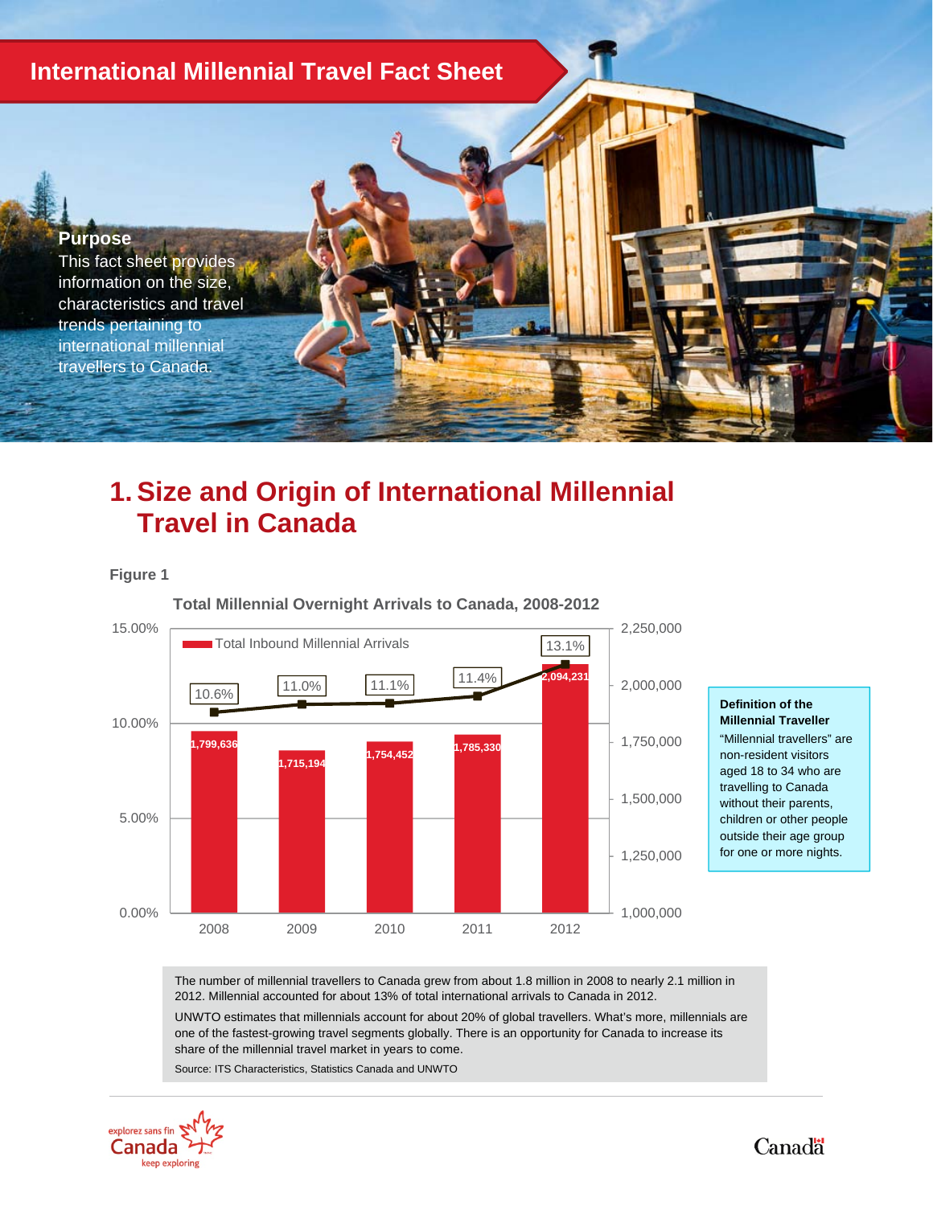# International Millennial Travel Fact Sheet

**Purpose**

This fact sheet provides information on the size, characteristics and travel trends pertaining to international millennial travellers to Canada.

## 1. Size and Origin of International Millennial Travel in Canada

**Figure 1**

**Total Millennial Overnight Arrivals to Canada, 2008-2012**

| Year | Total Inbound Millennial Arrivals | Share of total international arrivals |
|---|---|---|
| 2008 | 1,799,636 | 10.6% |
| 2009 | 1,715,194 | 11.0% |
| 2010 | 1,754,452 | 11.1% |
| 2011 | 1,785,330 | 11.4% |
| 2012 | 2,094,231 | 13.1% |

**Definition of the Millennial Traveller**

"Millennial travellers" are non-resident visitors aged 18 to 34 who are travelling to Canada without their parents, children or other people outside their age group for one or more nights.

The number of millennial travellers to Canada grew from about 1.8 million in 2008 to nearly 2.1 million in 2012. Millennial accounted for about 13% of total international arrivals to Canada in 2012.

UNWTO estimates that millennials account for about 20% of global travellers. What's more, millennials are one of the fastest-growing travel segments globally. There is an opportunity for Canada to increase its share of the millennial travel market in years to come.

Source: ITS Characteristics, Statistics Canada and UNWTO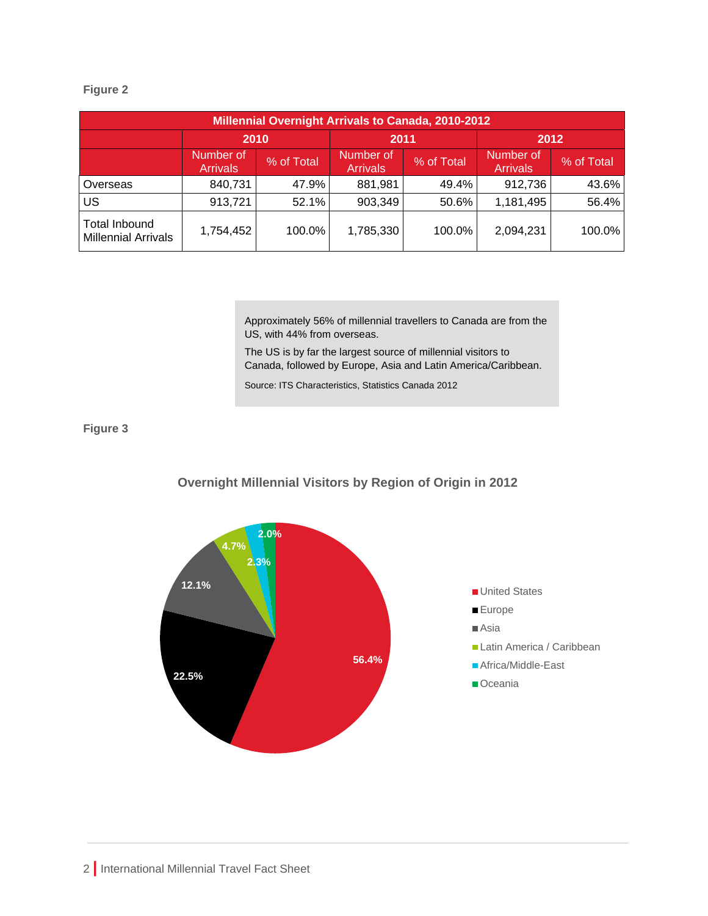**Figure 2**

| Millennial Overnight Arrivals to Canada, 2010-2012 | | | | | | |
|---|---|---|---|---|---|---|
| | 2010 | | 2011 | | 2012 | |
| | Number of Arrivals | % of Total | Number of Arrivals | % of Total | Number of Arrivals | % of Total |
| Overseas | 840,731 | 47.9% | 881,981 | 49.4% | 912,736 | 43.6% |
| US | 913,721 | 52.1% | 903,349 | 50.6% | 1,181,495 | 56.4% |
| Total Inbound Millennial Arrivals | 1,754,452 | 100.0% | 1,785,330 | 100.0% | 2,094,231 | 100.0% |

Approximately 56% of millennial travellers to Canada are from the US, with 44% from overseas.

The US is by far the largest source of millennial visitors to Canada, followed by Europe, Asia and Latin America/Caribbean.

Source: ITS Characteristics, Statistics Canada 2012

**Figure 3**

**Overnight Millennial Visitors by Region of Origin in 2012**

| Region | % |
|---|---|
| United States | 56.4% |
| Europe | 22.5% |
| Asia | 12.1% |
| Latin America / Caribbean | 4.7% |
| Africa/Middle-East | 2.3% |
| Oceania | 2.0% |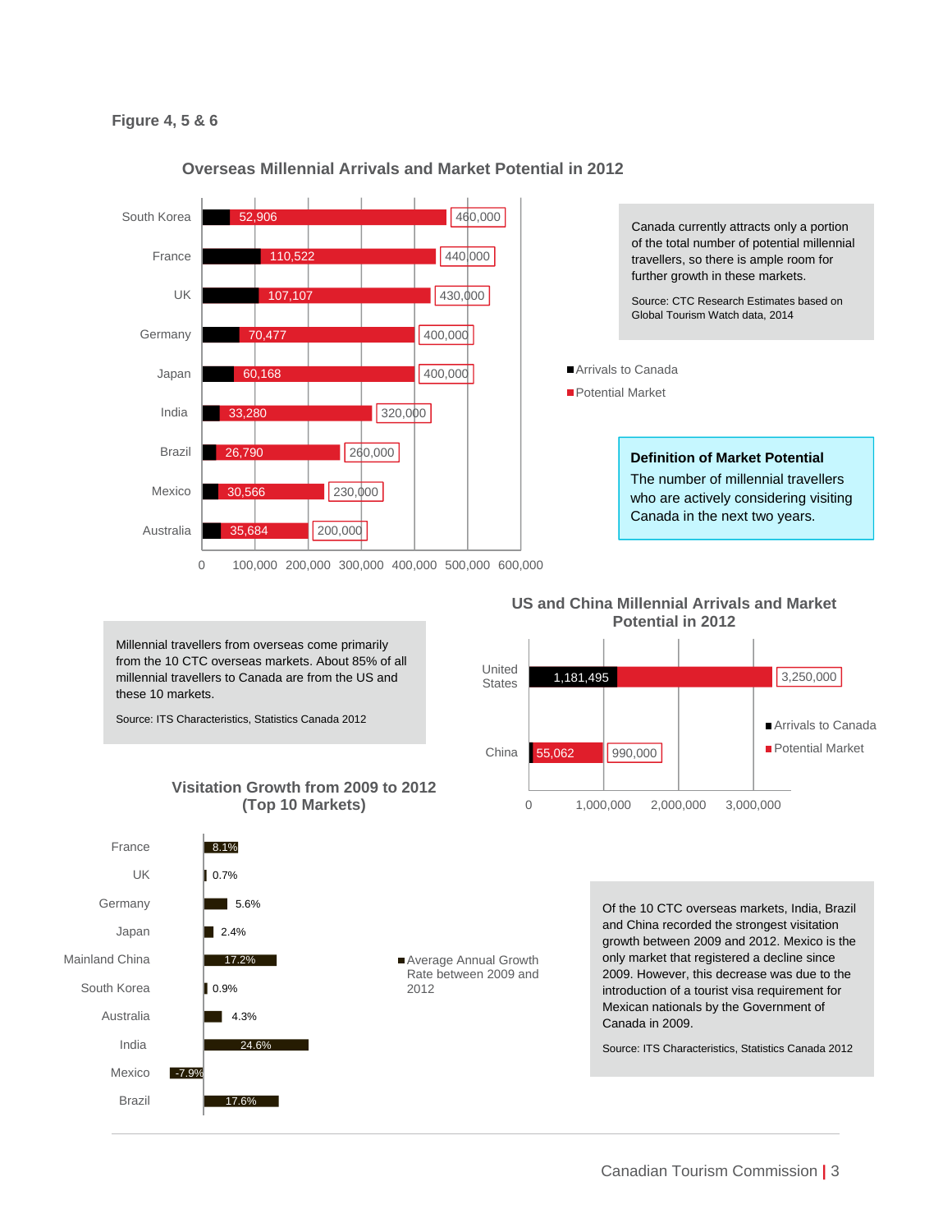**Figure 4, 5 & 6**

### Overseas Millennial Arrivals and Market Potential in 2012

| Market | Arrivals to Canada | Potential Market |
|---|---|---|
| South Korea | 52,906 | 460,000 |
| France | 110,522 | 440,000 |
| UK | 107,107 | 430,000 |
| Germany | 70,477 | 400,000 |
| Japan | 60,168 | 400,000 |
| India | 33,280 | 320,000 |
| Brazil | 26,790 | 260,000 |
| Mexico | 30,566 | 230,000 |
| Australia | 35,684 | 200,000 |

Canada currently attracts only a portion of the total number of potential millennial travellers, so there is ample room for further growth in these markets.

Source: CTC Research Estimates based on Global Tourism Watch data, 2014

**Definition of Market Potential**
The number of millennial travellers who are actively considering visiting Canada in the next two years.

### US and China Millennial Arrivals and Market Potential in 2012

| Market | Arrivals to Canada | Potential Market |
|---|---|---|
| United States | 1,181,495 | 3,250,000 |
| China | 55,062 | 990,000 |

Millennial travellers from overseas come primarily from the 10 CTC overseas markets. About 85% of all millennial travellers to Canada are from the US and these 10 markets.

Source: ITS Characteristics, Statistics Canada 2012

### Visitation Growth from 2009 to 2012 (Top 10 Markets)

| Market | Average Annual Growth Rate between 2009 and 2012 |
|---|---|
| France | 8.1% |
| UK | 0.7% |
| Germany | 5.6% |
| Japan | 2.4% |
| Mainland China | 17.2% |
| South Korea | 0.9% |
| Australia | 4.3% |
| India | 24.6% |
| Mexico | -7.9% |
| Brazil | 17.6% |

Of the 10 CTC overseas markets, India, Brazil and China recorded the strongest visitation growth between 2009 and 2012. Mexico is the only market that registered a decline since 2009. However, this decrease was due to the introduction of a tourist visa requirement for Mexican nationals by the Government of Canada in 2009.

Source: ITS Characteristics, Statistics Canada 2012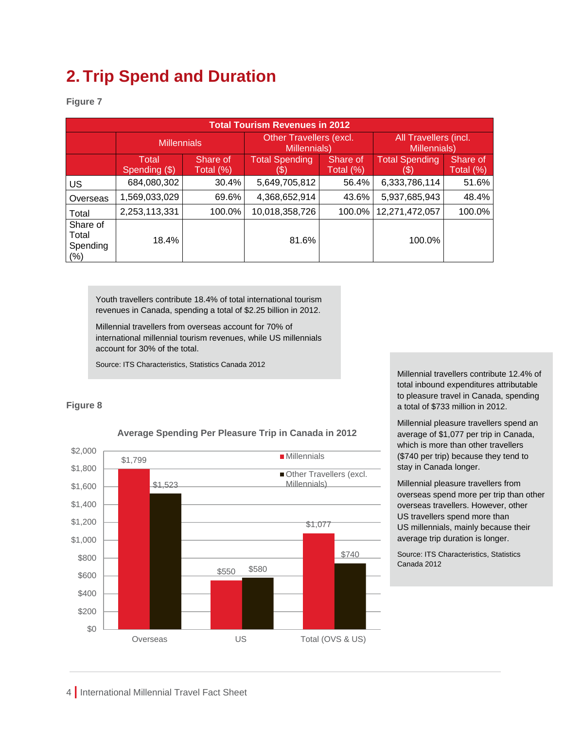## 2. Trip Spend and Duration

**Figure 7**

| Total Tourism Revenues in 2012 | | | | | | |
|---|---|---|---|---|---|---|
| | Millennials | | Other Travellers (excl. Millennials) | | All Travellers (incl. Millennials) | |
| | Total Spending ($) | Share of Total (%) | Total Spending ($) | Share of Total (%) | Total Spending ($) | Share of Total (%) |
| US | 684,080,302 | 30.4% | 5,649,705,812 | 56.4% | 6,333,786,114 | 51.6% |
| Overseas | 1,569,033,029 | 69.6% | 4,368,652,914 | 43.6% | 5,937,685,943 | 48.4% |
| Total | 2,253,113,331 | 100.0% | 10,018,358,726 | 100.0% | 12,271,472,057 | 100.0% |
| Share of Total Spending (%) | 18.4% | | 81.6% | | 100.0% | |

Youth travellers contribute 18.4% of total international tourism revenues in Canada, spending a total of $2.25 billion in 2012.

Millennial travellers from overseas account for 70% of international millennial tourism revenues, while US millennials account for 30% of the total.

Source: ITS Characteristics, Statistics Canada 2012

**Figure 8**

**Average Spending Per Pleasure Trip in Canada in 2012**

| | Millennials | Other Travellers (excl. Millennials) |
|---|---|---|
| Overseas | $1,799 | $1,523 |
| US | $550 | $580 |
| Total (OVS & US) | $1,077 | $740 |

Millennial travellers contribute 12.4% of total inbound expenditures attributable to pleasure travel in Canada, spending a total of $733 million in 2012.

Millennial pleasure travellers spend an average of $1,077 per trip in Canada, which is more than other travellers ($740 per trip) because they tend to stay in Canada longer.

Millennial pleasure travellers from overseas spend more per trip than other overseas travellers. However, other US travellers spend more than US millennials, mainly because their average trip duration is longer.

Source: ITS Characteristics, Statistics Canada 2012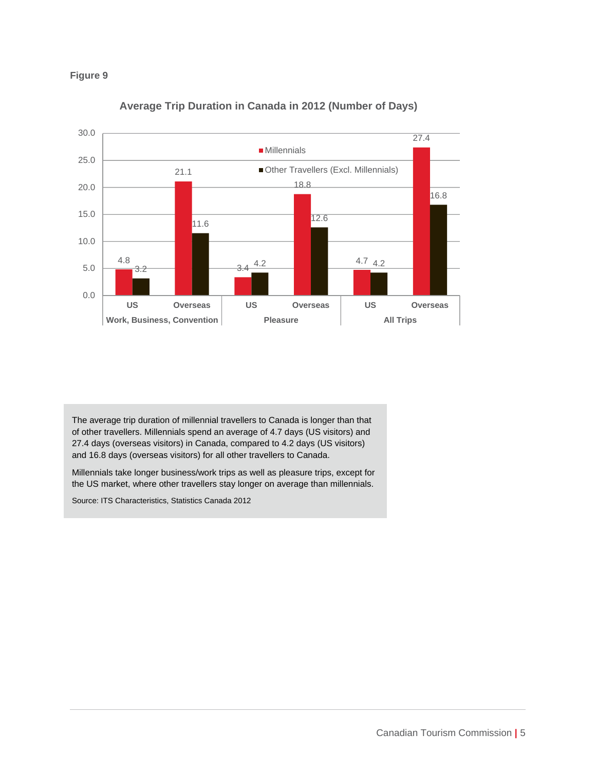**Figure 9**

**Average Trip Duration in Canada in 2012 (Number of Days)**

| | Work, Business, Convention | | Pleasure | | All Trips | |
|---|---|---|---|---|---|---|
| | US | Overseas | US | Overseas | US | Overseas |
| Millennials | 4.8 | 21.1 | 3.4 | 18.8 | 4.7 | 27.4 |
| Other Travellers (Excl. Millennials) | 3.2 | 11.6 | 4.2 | 12.6 | 4.2 | 16.8 |

The average trip duration of millennial travellers to Canada is longer than that of other travellers. Millennials spend an average of 4.7 days (US visitors) and 27.4 days (overseas visitors) in Canada, compared to 4.2 days (US visitors) and 16.8 days (overseas visitors) for all other travellers to Canada.

Millennials take longer business/work trips as well as pleasure trips, except for the US market, where other travellers stay longer on average than millennials.

Source: ITS Characteristics, Statistics Canada 2012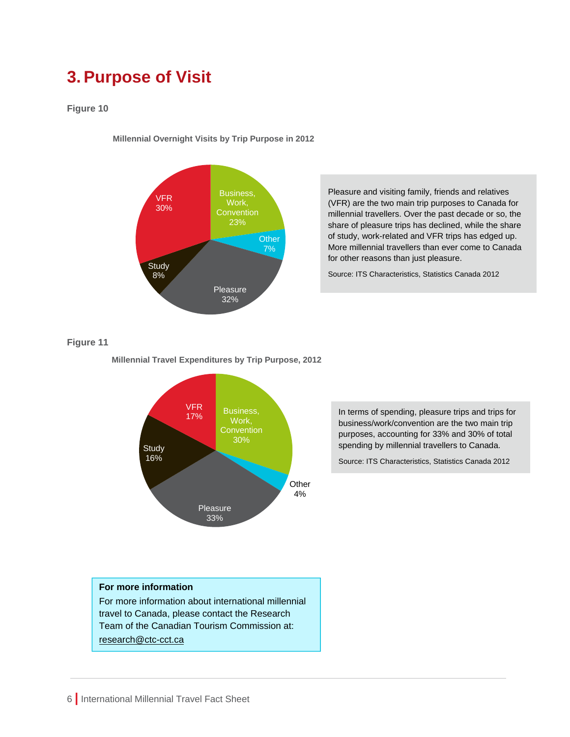# 3. Purpose of Visit

**Figure 10**

**Millennial Overnight Visits by Trip Purpose in 2012**

VFR
30%

Business, Work, Convention
23%

Other
7%

Study
8%

Pleasure
32%

Pleasure and visiting family, friends and relatives (VFR) are the two main trip purposes to Canada for millennial travellers. Over the past decade or so, the share of pleasure trips has declined, while the share of study, work-related and VFR trips has edged up. More millennial travellers than ever come to Canada for other reasons than just pleasure.

Source: ITS Characteristics, Statistics Canada 2012

**Figure 11**

**Millennial Travel Expenditures by Trip Purpose, 2012**

VFR
17%

Business, Work, Convention
30%

Study
16%

Other
4%

Pleasure
33%

In terms of spending, pleasure trips and trips for business/work/convention are the two main trip purposes, accounting for 33% and 30% of total spending by millennial travellers to Canada.

Source: ITS Characteristics, Statistics Canada 2012

**For more information**

For more information about international millennial travel to Canada, please contact the Research Team of the Canadian Tourism Commission at: research@ctc-cct.ca